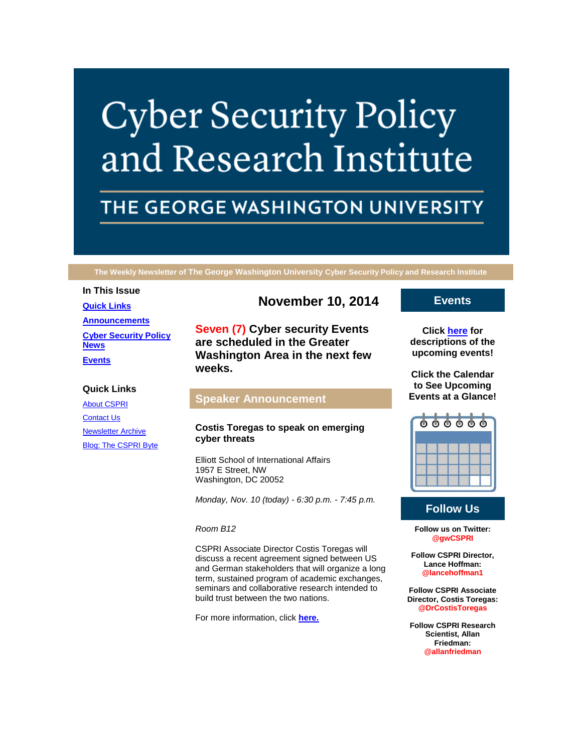# Cyber Security Policy and Research Institute

## THE GEORGE WASHINGTON UNIVERSITY

The Weekly Newsletter of The George Washington University Cyber Security Policy and Research Institute

### In This Issue

- [Quick Links]
- [Announcements]
- [Cyber Security Policy News]
- [Events]

### Quick Links

- About CSPRI
- Contact Us
- Newsletter Archive
- Blog: The CSPRI Byte

## November 10, 2014

**Seven (7) Cyber security Events are scheduled in the Greater Washington Area in the next few weeks.**

## Speaker Announcement

**Costis Toregas to speak on emerging cyber threats**

Elliott School of International Affairs
1957 E Street, NW
Washington, DC 20052

*Monday, Nov. 10 (today) - 6:30 p.m. - 7:45 p.m.*

*Room B12*

CSPRI Associate Director Costis Toregas will discuss a recent agreement signed between US and German stakeholders that will organize a long term, sustained program of academic exchanges, seminars and collaborative research intended to build trust between the two nations.

For more information, click **here.**

## Events

**Click here for descriptions of the upcoming events!**

**Click the Calendar to See Upcoming Events at a Glance!**

## Follow Us

**Follow us on Twitter:** **@gwCSPRI**

**Follow CSPRI Director, Lance Hoffman:** **@lancehoffman1**

**Follow CSPRI Associate Director, Costis Toregas:** **@DrCostisToregas**

**Follow CSPRI Research Scientist, Allan Friedman:** **@allanfriedman**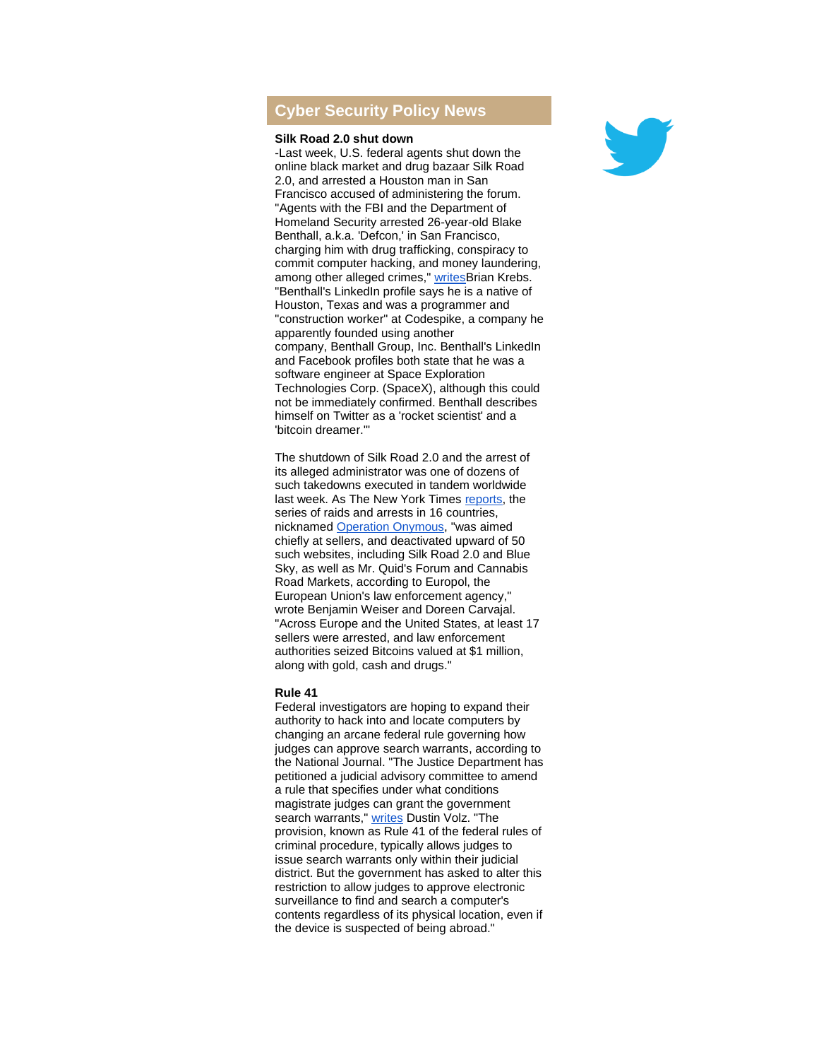## Cyber Security Policy News

**Silk Road 2.0 shut down**

-Last week, U.S. federal agents shut down the online black market and drug bazaar Silk Road 2.0, and arrested a Houston man in San Francisco accused of administering the forum. "Agents with the FBI and the Department of Homeland Security arrested 26-year-old Blake Benthall, a.k.a. 'Defcon,' in San Francisco, charging him with drug trafficking, conspiracy to commit computer hacking, and money laundering, among other alleged crimes," writesBrian Krebs. "Benthall's LinkedIn profile says he is a native of Houston, Texas and was a programmer and "construction worker" at Codespike, a company he apparently founded using another company, Benthall Group, Inc. Benthall's LinkedIn and Facebook profiles both state that he was a software engineer at Space Exploration Technologies Corp. (SpaceX), although this could not be immediately confirmed. Benthall describes himself on Twitter as a 'rocket scientist' and a 'bitcoin dreamer.'"

The shutdown of Silk Road 2.0 and the arrest of its alleged administrator was one of dozens of such takedowns executed in tandem worldwide last week. As The New York Times reports, the series of raids and arrests in 16 countries, nicknamed Operation Onymous, "was aimed chiefly at sellers, and deactivated upward of 50 such websites, including Silk Road 2.0 and Blue Sky, as well as Mr. Quid's Forum and Cannabis Road Markets, according to Europol, the European Union's law enforcement agency," wrote Benjamin Weiser and Doreen Carvajal. "Across Europe and the United States, at least 17 sellers were arrested, and law enforcement authorities seized Bitcoins valued at $1 million, along with gold, cash and drugs."

**Rule 41**

Federal investigators are hoping to expand their authority to hack into and locate computers by changing an arcane federal rule governing how judges can approve search warrants, according to the National Journal. "The Justice Department has petitioned a judicial advisory committee to amend a rule that specifies under what conditions magistrate judges can grant the government search warrants," writes Dustin Volz. "The provision, known as Rule 41 of the federal rules of criminal procedure, typically allows judges to issue search warrants only within their judicial district. But the government has asked to alter this restriction to allow judges to approve electronic surveillance to find and search a computer's contents regardless of its physical location, even if the device is suspected of being abroad."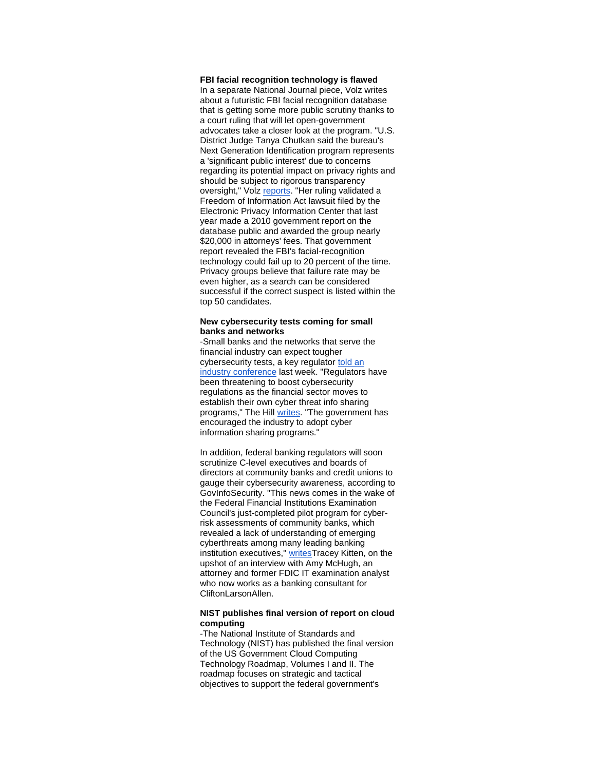**FBI facial recognition technology is flawed**

In a separate National Journal piece, Volz writes about a futuristic FBI facial recognition database that is getting some more public scrutiny thanks to a court ruling that will let open-government advocates take a closer look at the program. "U.S. District Judge Tanya Chutkan said the bureau's Next Generation Identification program represents a 'significant public interest' due to concerns regarding its potential impact on privacy rights and should be subject to rigorous transparency oversight," Volz reports. "Her ruling validated a Freedom of Information Act lawsuit filed by the Electronic Privacy Information Center that last year made a 2010 government report on the database public and awarded the group nearly $20,000 in attorneys' fees. That government report revealed the FBI's facial-recognition technology could fail up to 20 percent of the time. Privacy groups believe that failure rate may be even higher, as a search can be considered successful if the correct suspect is listed within the top 50 candidates.

**New cybersecurity tests coming for small banks and networks**

-Small banks and the networks that serve the financial industry can expect tougher cybersecurity tests, a key regulator told an industry conference last week. "Regulators have been threatening to boost cybersecurity regulations as the financial sector moves to establish their own cyber threat info sharing programs," The Hill writes. "The government has encouraged the industry to adopt cyber information sharing programs."

In addition, federal banking regulators will soon scrutinize C-level executives and boards of directors at community banks and credit unions to gauge their cybersecurity awareness, according to GovInfoSecurity. "This news comes in the wake of the Federal Financial Institutions Examination Council's just-completed pilot program for cyber-risk assessments of community banks, which revealed a lack of understanding of emerging cyberthreats among many leading banking institution executives," writesTracey Kitten, on the upshot of an interview with Amy McHugh, an attorney and former FDIC IT examination analyst who now works as a banking consultant for CliftonLarsonAllen.

**NIST publishes final version of report on cloud computing**

-The National Institute of Standards and Technology (NIST) has published the final version of the US Government Cloud Computing Technology Roadmap, Volumes I and II. The roadmap focuses on strategic and tactical objectives to support the federal government's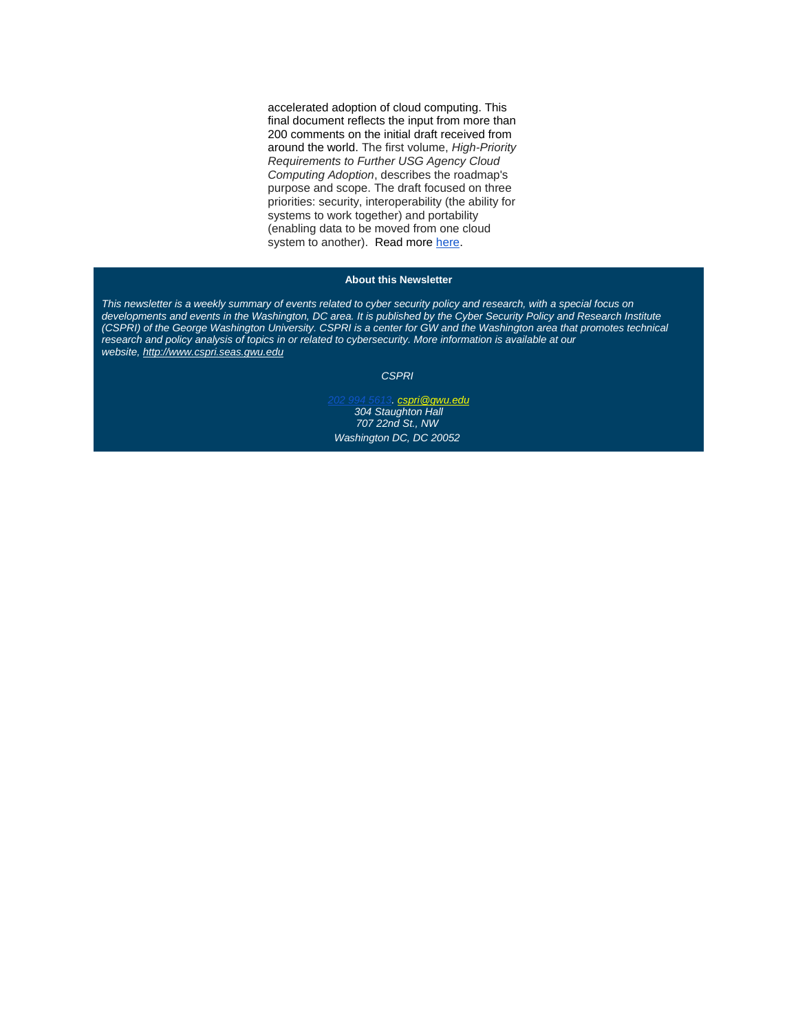accelerated adoption of cloud computing. This final document reflects the input from more than 200 comments on the initial draft received from around the world. The first volume, *High-Priority Requirements to Further USG Agency Cloud Computing Adoption*, describes the roadmap's purpose and scope. The draft focused on three priorities: security, interoperability (the ability for systems to work together) and portability (enabling data to be moved from one cloud system to another). Read more here.

**About this Newsletter**

*This newsletter is a weekly summary of events related to cyber security policy and research, with a special focus on developments and events in the Washington, DC area. It is published by the Cyber Security Policy and Research Institute (CSPRI) of the George Washington University. CSPRI is a center for GW and the Washington area that promotes technical research and policy analysis of topics in or related to cybersecurity. More information is available at our website, http://www.cspri.seas.gwu.edu*

*CSPRI*

*202 994 5613, cspri@gwu.edu*
*304 Staughton Hall*
*707 22nd St., NW*
*Washington DC, DC 20052*